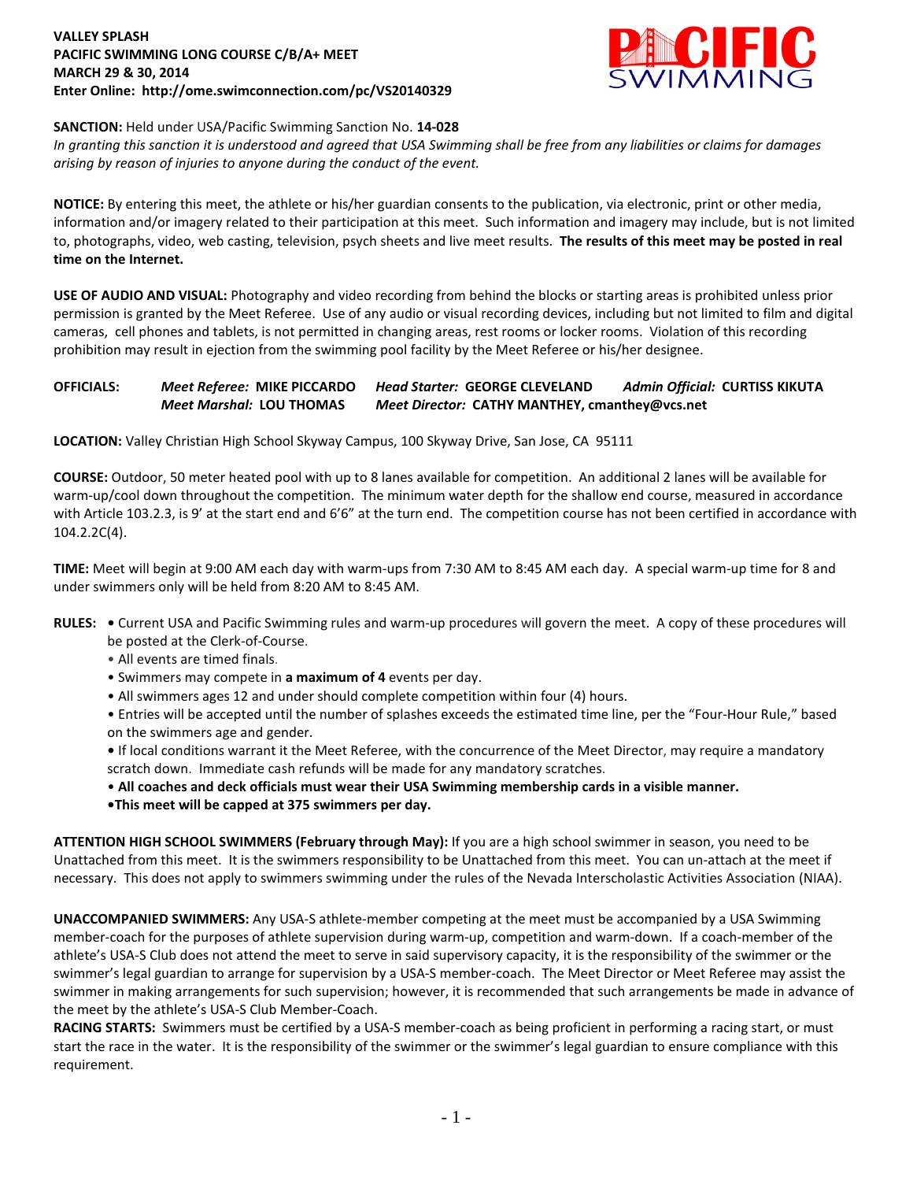**VALLEY SPLASH**
**PACIFIC SWIMMING LONG COURSE C/B/A+ MEET**
**MARCH 29 & 30, 2014**
**Enter Online: http://ome.swimconnection.com/pc/VS20140329**

**SANCTION:** Held under USA/Pacific Swimming Sanction No. **14-028**
*In granting this sanction it is understood and agreed that USA Swimming shall be free from any liabilities or claims for damages arising by reason of injuries to anyone during the conduct of the event.*

**NOTICE:** By entering this meet, the athlete or his/her guardian consents to the publication, via electronic, print or other media, information and/or imagery related to their participation at this meet. Such information and imagery may include, but is not limited to, photographs, video, web casting, television, psych sheets and live meet results. **The results of this meet may be posted in real time on the Internet.**

**USE OF AUDIO AND VISUAL:** Photography and video recording from behind the blocks or starting areas is prohibited unless prior permission is granted by the Meet Referee. Use of any audio or visual recording devices, including but not limited to film and digital cameras, cell phones and tablets, is not permitted in changing areas, rest rooms or locker rooms. Violation of this recording prohibition may result in ejection from the swimming pool facility by the Meet Referee or his/her designee.

**OFFICIALS:** ***Meet Referee:*** **MIKE PICCARDO** ***Head Starter:*** **GEORGE CLEVELAND** ***Admin Official:*** **CURTISS KIKUTA**
***Meet Marshal:*** **LOU THOMAS** ***Meet Director:*** **CATHY MANTHEY, cmanthey@vcs.net**

**LOCATION:** Valley Christian High School Skyway Campus, 100 Skyway Drive, San Jose, CA 95111

**COURSE:** Outdoor, 50 meter heated pool with up to 8 lanes available for competition. An additional 2 lanes will be available for warm-up/cool down throughout the competition. The minimum water depth for the shallow end course, measured in accordance with Article 103.2.3, is 9' at the start end and 6'6" at the turn end. The competition course has not been certified in accordance with 104.2.2C(4).

**TIME:** Meet will begin at 9:00 AM each day with warm-ups from 7:30 AM to 8:45 AM each day. A special warm-up time for 8 and under swimmers only will be held from 8:20 AM to 8:45 AM.

**RULES:**
- Current USA and Pacific Swimming rules and warm-up procedures will govern the meet. A copy of these procedures will be posted at the Clerk-of-Course.
- All events are timed finals.
- Swimmers may compete in **a maximum of 4** events per day.
- All swimmers ages 12 and under should complete competition within four (4) hours.
- Entries will be accepted until the number of splashes exceeds the estimated time line, per the "Four-Hour Rule," based on the swimmers age and gender.
- If local conditions warrant it the Meet Referee, with the concurrence of the Meet Director, may require a mandatory scratch down. Immediate cash refunds will be made for any mandatory scratches.
- **All coaches and deck officials must wear their USA Swimming membership cards in a visible manner.**
- **This meet will be capped at 375 swimmers per day.**

**ATTENTION HIGH SCHOOL SWIMMERS (February through May):** If you are a high school swimmer in season, you need to be Unattached from this meet. It is the swimmers responsibility to be Unattached from this meet. You can un-attach at the meet if necessary. This does not apply to swimmers swimming under the rules of the Nevada Interscholastic Activities Association (NIAA).

**UNACCOMPANIED SWIMMERS:** Any USA-S athlete-member competing at the meet must be accompanied by a USA Swimming member-coach for the purposes of athlete supervision during warm-up, competition and warm-down. If a coach-member of the athlete's USA-S Club does not attend the meet to serve in said supervisory capacity, it is the responsibility of the swimmer or the swimmer's legal guardian to arrange for supervision by a USA-S member-coach. The Meet Director or Meet Referee may assist the swimmer in making arrangements for such supervision; however, it is recommended that such arrangements be made in advance of the meet by the athlete's USA-S Club Member-Coach.

**RACING STARTS:** Swimmers must be certified by a USA-S member-coach as being proficient in performing a racing start, or must start the race in the water. It is the responsibility of the swimmer or the swimmer's legal guardian to ensure compliance with this requirement.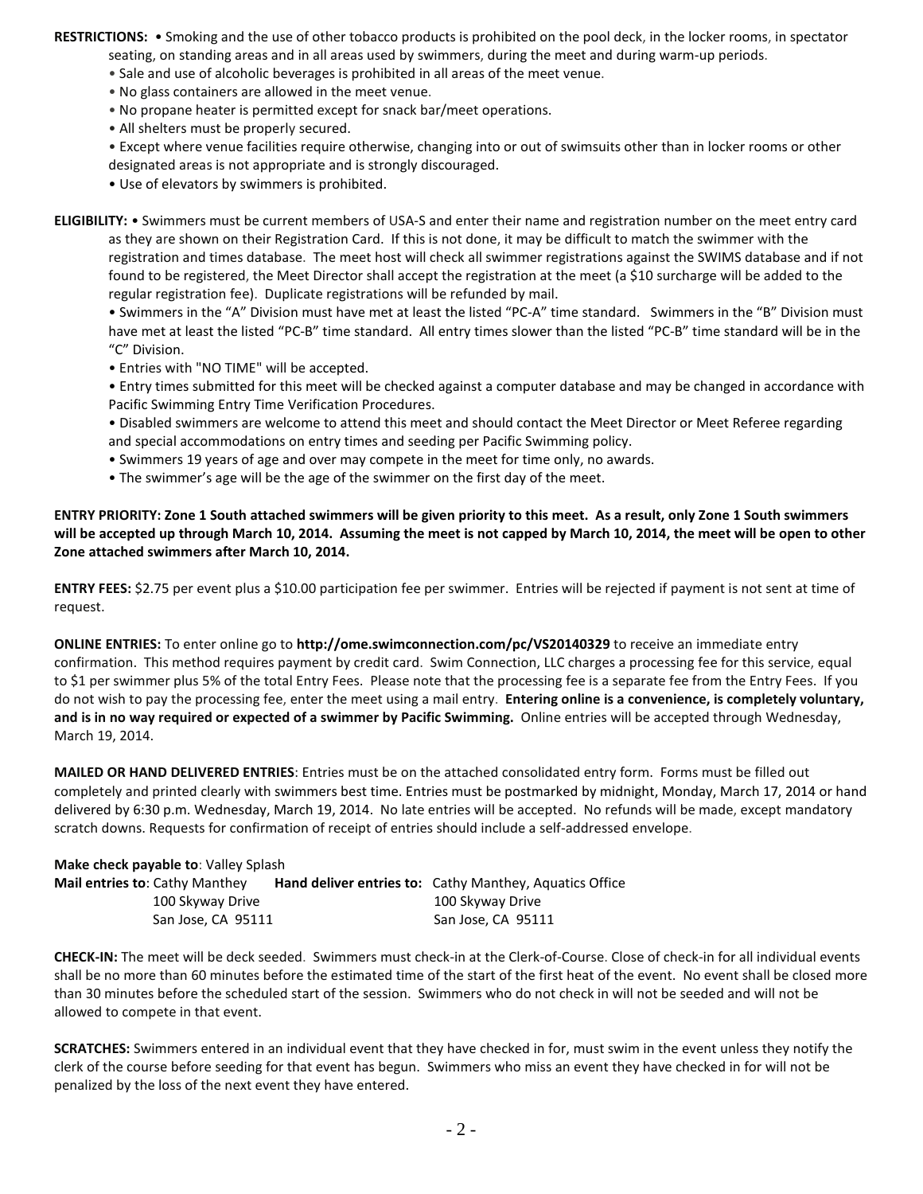**RESTRICTIONS:** • Smoking and the use of other tobacco products is prohibited on the pool deck, in the locker rooms, in spectator seating, on standing areas and in all areas used by swimmers, during the meet and during warm-up periods.

- Sale and use of alcoholic beverages is prohibited in all areas of the meet venue.
- No glass containers are allowed in the meet venue.
- No propane heater is permitted except for snack bar/meet operations.
- All shelters must be properly secured.
- Except where venue facilities require otherwise, changing into or out of swimsuits other than in locker rooms or other designated areas is not appropriate and is strongly discouraged.
- Use of elevators by swimmers is prohibited.

**ELIGIBILITY:** • Swimmers must be current members of USA-S and enter their name and registration number on the meet entry card as they are shown on their Registration Card. If this is not done, it may be difficult to match the swimmer with the registration and times database. The meet host will check all swimmer registrations against the SWIMS database and if not found to be registered, the Meet Director shall accept the registration at the meet (a $10 surcharge will be added to the regular registration fee). Duplicate registrations will be refunded by mail.

- Swimmers in the "A" Division must have met at least the listed "PC-A" time standard. Swimmers in the "B" Division must have met at least the listed "PC-B" time standard. All entry times slower than the listed "PC-B" time standard will be in the "C" Division.
- Entries with "NO TIME" will be accepted.
- Entry times submitted for this meet will be checked against a computer database and may be changed in accordance with Pacific Swimming Entry Time Verification Procedures.
- Disabled swimmers are welcome to attend this meet and should contact the Meet Director or Meet Referee regarding and special accommodations on entry times and seeding per Pacific Swimming policy.
- Swimmers 19 years of age and over may compete in the meet for time only, no awards.
- The swimmer's age will be the age of the swimmer on the first day of the meet.

**ENTRY PRIORITY: Zone 1 South attached swimmers will be given priority to this meet. As a result, only Zone 1 South swimmers will be accepted up through March 10, 2014. Assuming the meet is not capped by March 10, 2014, the meet will be open to other Zone attached swimmers after March 10, 2014.**

**ENTRY FEES:** $2.75 per event plus a $10.00 participation fee per swimmer. Entries will be rejected if payment is not sent at time of request.

**ONLINE ENTRIES:** To enter online go to **http://ome.swimconnection.com/pc/VS20140329** to receive an immediate entry confirmation. This method requires payment by credit card. Swim Connection, LLC charges a processing fee for this service, equal to $1 per swimmer plus 5% of the total Entry Fees. Please note that the processing fee is a separate fee from the Entry Fees. If you do not wish to pay the processing fee, enter the meet using a mail entry. **Entering online is a convenience, is completely voluntary, and is in no way required or expected of a swimmer by Pacific Swimming.** Online entries will be accepted through Wednesday, March 19, 2014.

**MAILED OR HAND DELIVERED ENTRIES**: Entries must be on the attached consolidated entry form. Forms must be filled out completely and printed clearly with swimmers best time. Entries must be postmarked by midnight, Monday, March 17, 2014 or hand delivered by 6:30 p.m. Wednesday, March 19, 2014. No late entries will be accepted. No refunds will be made, except mandatory scratch downs. Requests for confirmation of receipt of entries should include a self-addressed envelope.

**Make check payable to**: Valley Splash

**Mail entries to**: Cathy Manthey
100 Skyway Drive
San Jose, CA 95111

**Hand deliver entries to:** Cathy Manthey, Aquatics Office
100 Skyway Drive
San Jose, CA 95111

**CHECK-IN:** The meet will be deck seeded. Swimmers must check-in at the Clerk-of-Course. Close of check-in for all individual events shall be no more than 60 minutes before the estimated time of the start of the first heat of the event. No event shall be closed more than 30 minutes before the scheduled start of the session. Swimmers who do not check in will not be seeded and will not be allowed to compete in that event.

**SCRATCHES:** Swimmers entered in an individual event that they have checked in for, must swim in the event unless they notify the clerk of the course before seeding for that event has begun. Swimmers who miss an event they have checked in for will not be penalized by the loss of the next event they have entered.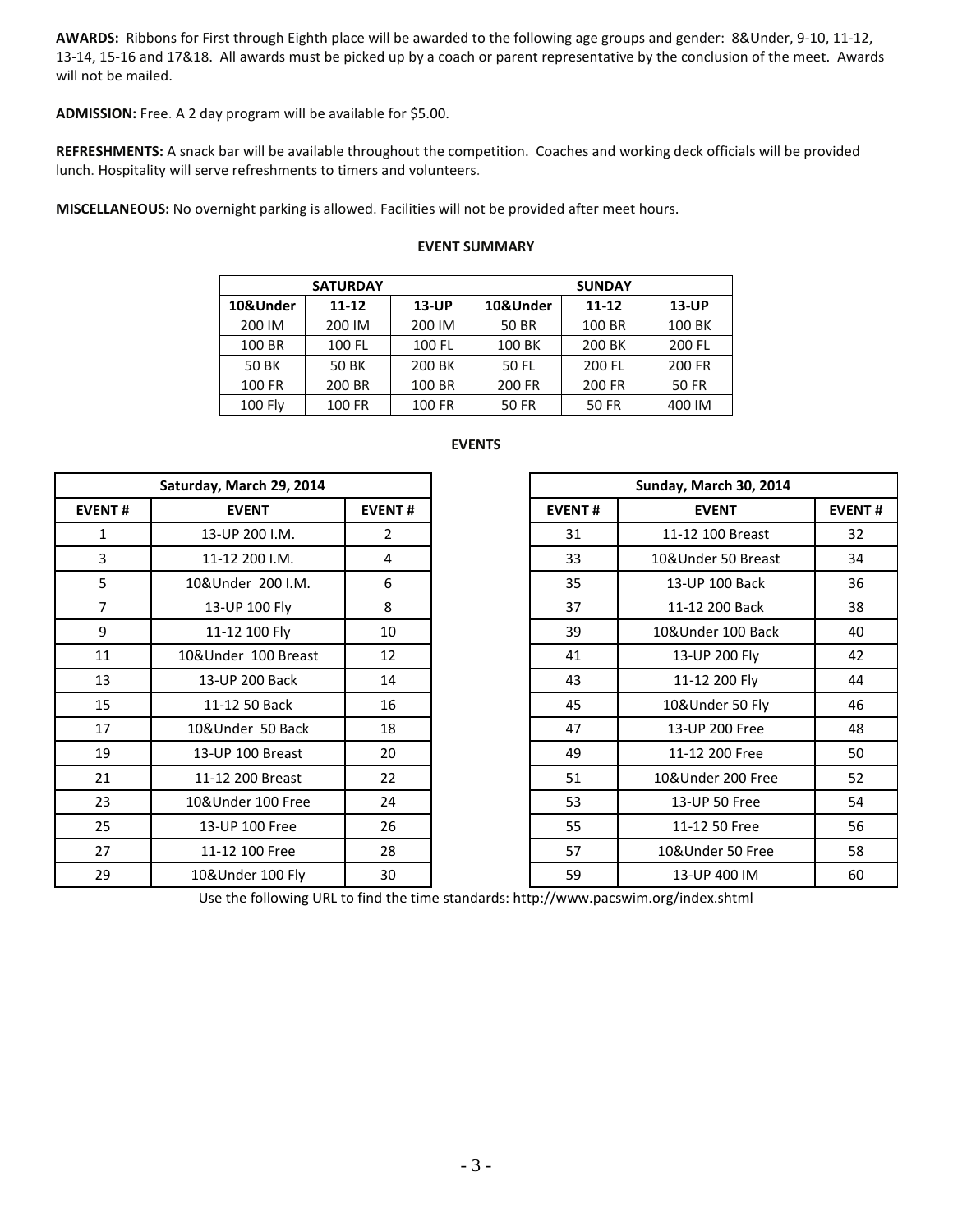**AWARDS:** Ribbons for First through Eighth place will be awarded to the following age groups and gender: 8&Under, 9-10, 11-12, 13-14, 15-16 and 17&18. All awards must be picked up by a coach or parent representative by the conclusion of the meet. Awards will not be mailed.

**ADMISSION:** Free. A 2 day program will be available for $5.00.

**REFRESHMENTS:** A snack bar will be available throughout the competition. Coaches and working deck officials will be provided lunch. Hospitality will serve refreshments to timers and volunteers.

**MISCELLANEOUS:** No overnight parking is allowed. Facilities will not be provided after meet hours.

**EVENT SUMMARY**

| SATURDAY | | | SUNDAY | | |
|---|---|---|---|---|---|
| **10&Under** | **11-12** | **13-UP** | **10&Under** | **11-12** | **13-UP** |
| 200 IM | 200 IM | 200 IM | 50 BR | 100 BR | 100 BK |
| 100 BR | 100 FL | 100 FL | 100 BK | 200 BK | 200 FL |
| 50 BK | 50 BK | 200 BK | 50 FL | 200 FL | 200 FR |
| 100 FR | 200 BR | 100 BR | 200 FR | 200 FR | 50 FR |
| 100 Fly | 100 FR | 100 FR | 50 FR | 50 FR | 400 IM |

**EVENTS**

| Saturday, March 29, 2014 | | |
|---|---|---|
| **EVENT #** | **EVENT** | **EVENT #** |
| 1 | 13-UP 200 I.M. | 2 |
| 3 | 11-12 200 I.M. | 4 |
| 5 | 10&Under 200 I.M. | 6 |
| 7 | 13-UP 100 Fly | 8 |
| 9 | 11-12 100 Fly | 10 |
| 11 | 10&Under 100 Breast | 12 |
| 13 | 13-UP 200 Back | 14 |
| 15 | 11-12 50 Back | 16 |
| 17 | 10&Under 50 Back | 18 |
| 19 | 13-UP 100 Breast | 20 |
| 21 | 11-12 200 Breast | 22 |
| 23 | 10&Under 100 Free | 24 |
| 25 | 13-UP 100 Free | 26 |
| 27 | 11-12 100 Free | 28 |
| 29 | 10&Under 100 Fly | 30 |

| Sunday, March 30, 2014 | | |
|---|---|---|
| **EVENT #** | **EVENT** | **EVENT #** |
| 31 | 11-12 100 Breast | 32 |
| 33 | 10&Under 50 Breast | 34 |
| 35 | 13-UP 100 Back | 36 |
| 37 | 11-12 200 Back | 38 |
| 39 | 10&Under 100 Back | 40 |
| 41 | 13-UP 200 Fly | 42 |
| 43 | 11-12 200 Fly | 44 |
| 45 | 10&Under 50 Fly | 46 |
| 47 | 13-UP 200 Free | 48 |
| 49 | 11-12 200 Free | 50 |
| 51 | 10&Under 200 Free | 52 |
| 53 | 13-UP 50 Free | 54 |
| 55 | 11-12 50 Free | 56 |
| 57 | 10&Under 50 Free | 58 |
| 59 | 13-UP 400 IM | 60 |

Use the following URL to find the time standards: http://www.pacswim.org/index.shtml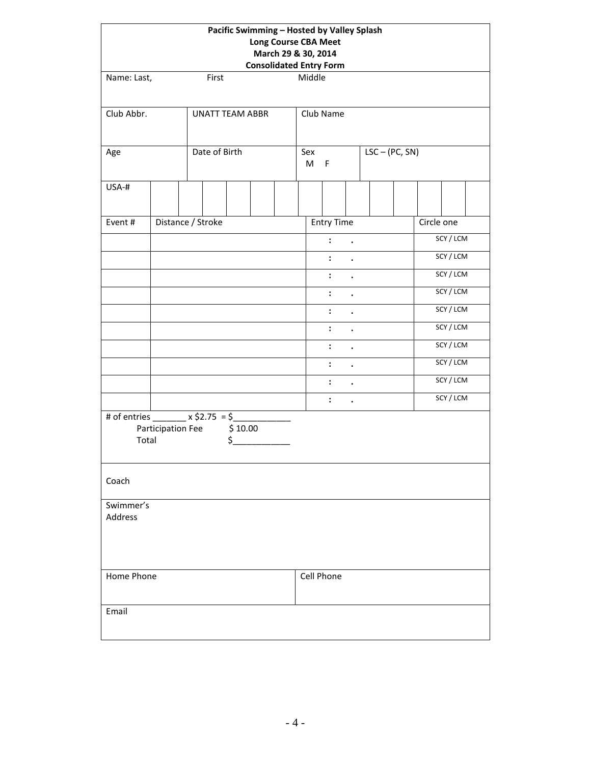**Pacific Swimming – Hosted by Valley Splash**
**Long Course CBA Meet**
**March 29 & 30, 2014**
**Consolidated Entry Form**

| | | |
|---|---|---|
| Name: Last, | First | Middle |
| Club Abbr. | UNATT TEAM ABBR | Club Name |
| Age | Date of Birth | Sex M F / LSC – (PC, SN) |

USA-#

| Event # | Distance / Stroke | Entry Time | Circle one |
|---|---|---|---|
| | | : . | SCY / LCM |
| | | : . | SCY / LCM |
| | | : . | SCY / LCM |
| | | : . | SCY / LCM |
| | | : . | SCY / LCM |
| | | : . | SCY / LCM |
| | | : . | SCY / LCM |
| | | : . | SCY / LCM |
| | | : . | SCY / LCM |
| | | : . | SCY / LCM |

# of entries _______ x $2.75 = $____________
Participation Fee $ 10.00
Total $____________

Coach

Swimmer's Address

| | |
|---|---|
| Home Phone | Cell Phone |

Email